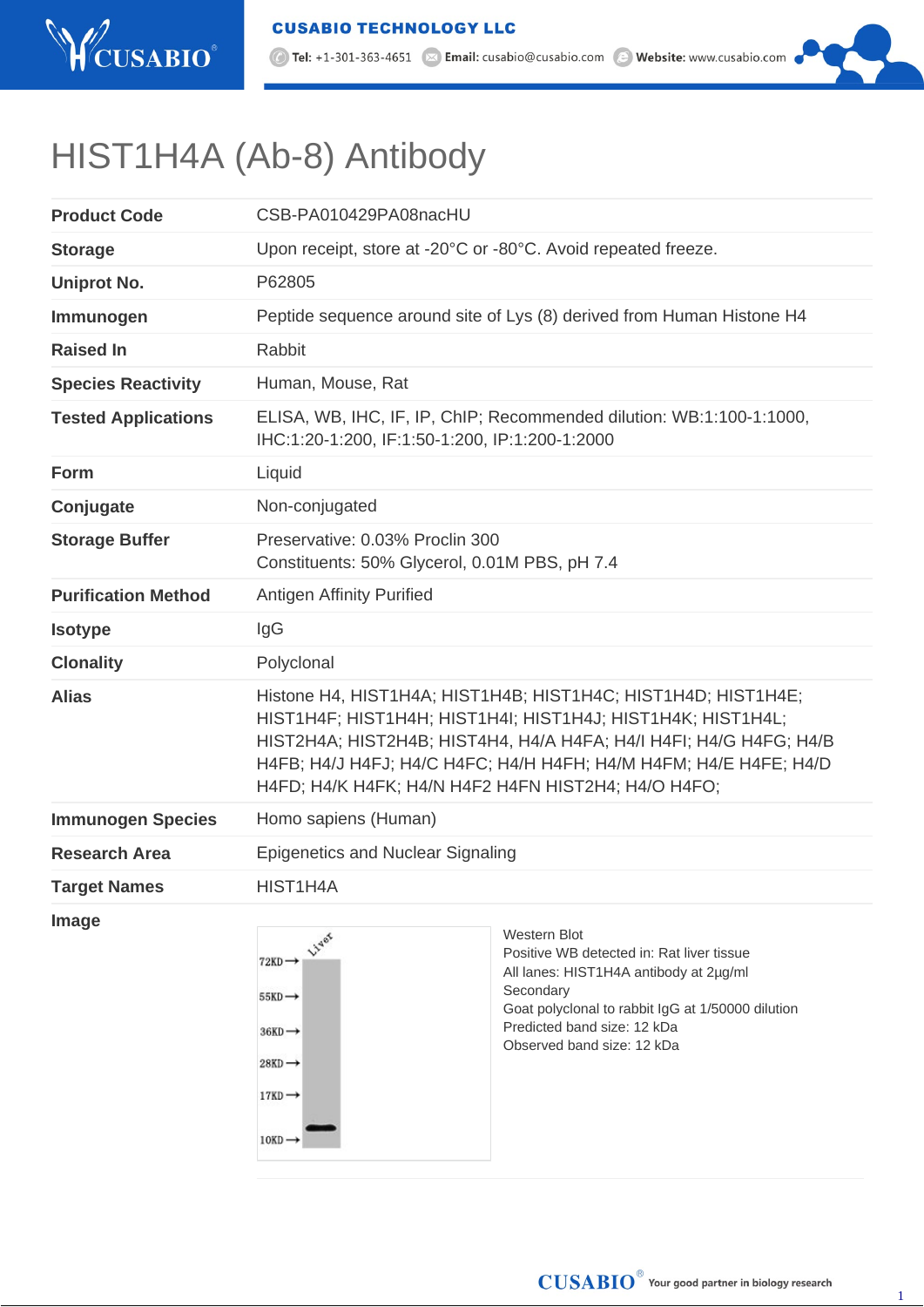# HIST1H4A (Ab-8) Antibody

| | |
|---|---|
| **Product Code** | CSB-PA010429PA08nacHU |
| **Storage** | Upon receipt, store at -20°C or -80°C. Avoid repeated freeze. |
| **Uniprot No.** | P62805 |
| **Immunogen** | Peptide sequence around site of Lys (8) derived from Human Histone H4 |
| **Raised In** | Rabbit |
| **Species Reactivity** | Human, Mouse, Rat |
| **Tested Applications** | ELISA, WB, IHC, IF, IP, ChIP; Recommended dilution: WB:1:100-1:1000, IHC:1:20-1:200, IF:1:50-1:200, IP:1:200-1:2000 |
| **Form** | Liquid |
| **Conjugate** | Non-conjugated |
| **Storage Buffer** | Preservative: 0.03% Proclin 300<br>Constituents: 50% Glycerol, 0.01M PBS, pH 7.4 |
| **Purification Method** | Antigen Affinity Purified |
| **Isotype** | IgG |
| **Clonality** | Polyclonal |
| **Alias** | Histone H4, HIST1H4A; HIST1H4B; HIST1H4C; HIST1H4D; HIST1H4E; HIST1H4F; HIST1H4H; HIST1H4I; HIST1H4J; HIST1H4K; HIST1H4L; HIST2H4A; HIST2H4B; HIST4H4, H4/A H4FA; H4/I H4FI; H4/G H4FG; H4/B H4FB; H4/J H4FJ; H4/C H4FC; H4/H H4FH; H4/M H4FM; H4/E H4FE; H4/D H4FD; H4/K H4FK; H4/N H4F2 H4FN HIST2H4; H4/O H4FO; |
| **Immunogen Species** | Homo sapiens (Human) |
| **Research Area** | Epigenetics and Nuclear Signaling |
| **Target Names** | HIST1H4A |

**Image**

Western Blot
Positive WB detected in: Rat liver tissue
All lanes: HIST1H4A antibody at 2µg/ml
Secondary
Goat polyclonal to rabbit IgG at 1/50000 dilution
Predicted band size: 12 kDa
Observed band size: 12 kDa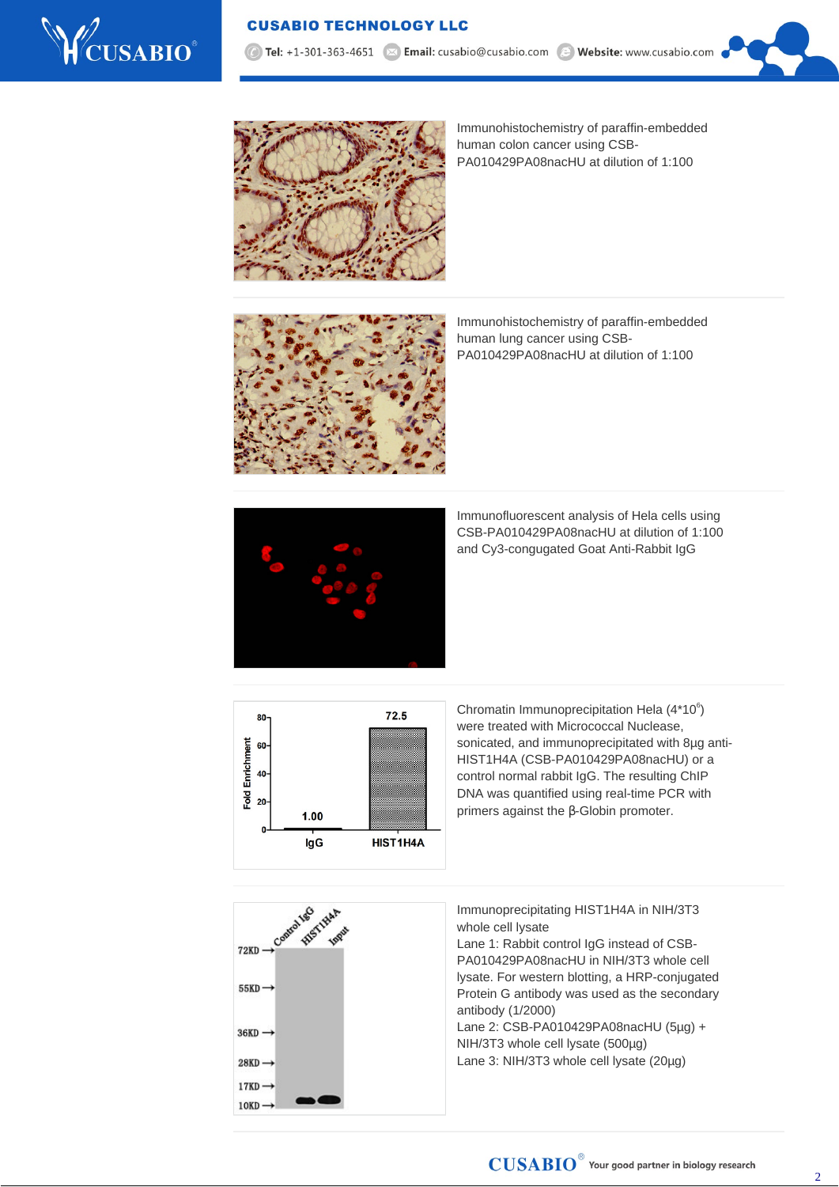Immunohistochemistry of paraffin-embedded human colon cancer using CSB-PA010429PA08nacHU at dilution of 1:100

Immunohistochemistry of paraffin-embedded human lung cancer using CSB-PA010429PA08nacHU at dilution of 1:100

Immunofluorescent analysis of Hela cells using CSB-PA010429PA08nacHU at dilution of 1:100 and Cy3-congugated Goat Anti-Rabbit IgG

Fold Enrichment
80
60
40
20
0
72.5
1.00
IgG
HIST1H4A

Chromatin Immunoprecipitation Hela ($4*10^6$) were treated with Micrococcal Nuclease, sonicated, and immunoprecipitated with 8μg anti-HIST1H4A (CSB-PA010429PA08nacHU) or a control normal rabbit IgG. The resulting ChIP DNA was quantified using real-time PCR with primers against the β-Globin promoter.

Control IgG
HIST1H4A
Input
72KD
55KD
36KD
28KD
17KD
10KD

Immunoprecipitating HIST1H4A in NIH/3T3 whole cell lysate
Lane 1: Rabbit control IgG instead of CSB-PA010429PA08nacHU in NIH/3T3 whole cell lysate. For western blotting, a HRP-conjugated Protein G antibody was used as the secondary antibody (1/2000)
Lane 2: CSB-PA010429PA08nacHU (5μg) + NIH/3T3 whole cell lysate (500μg)
Lane 3: NIH/3T3 whole cell lysate (20μg)